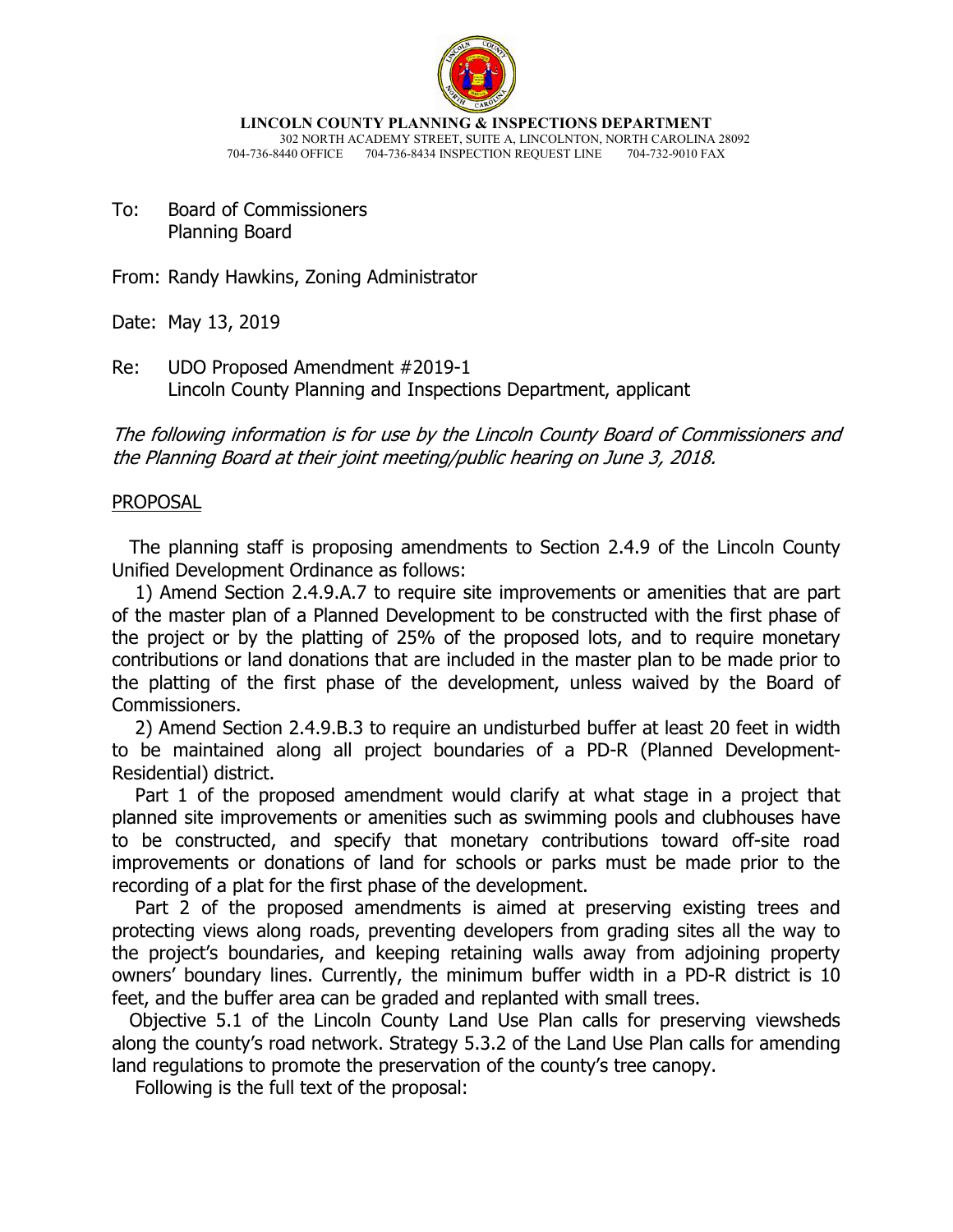**LINCOLN COUNTY PLANNING & INSPECTIONS DEPARTMENT**
302 NORTH ACADEMY STREET, SUITE A, LINCOLNTON, NORTH CAROLINA 28092
704-736-8440 OFFICE 704-736-8434 INSPECTION REQUEST LINE 704-732-9010 FAX

To: Board of Commissioners
Planning Board

From: Randy Hawkins, Zoning Administrator

Date: May 13, 2019

Re: UDO Proposed Amendment #2019-1
Lincoln County Planning and Inspections Department, applicant

*The following information is for use by the Lincoln County Board of Commissioners and the Planning Board at their joint meeting/public hearing on June 3, 2018.*

PROPOSAL

The planning staff is proposing amendments to Section 2.4.9 of the Lincoln County Unified Development Ordinance as follows:

1) Amend Section 2.4.9.A.7 to require site improvements or amenities that are part of the master plan of a Planned Development to be constructed with the first phase of the project or by the platting of 25% of the proposed lots, and to require monetary contributions or land donations that are included in the master plan to be made prior to the platting of the first phase of the development, unless waived by the Board of Commissioners.

2) Amend Section 2.4.9.B.3 to require an undisturbed buffer at least 20 feet in width to be maintained along all project boundaries of a PD-R (Planned Development-Residential) district.

Part 1 of the proposed amendment would clarify at what stage in a project that planned site improvements or amenities such as swimming pools and clubhouses have to be constructed, and specify that monetary contributions toward off-site road improvements or donations of land for schools or parks must be made prior to the recording of a plat for the first phase of the development.

Part 2 of the proposed amendments is aimed at preserving existing trees and protecting views along roads, preventing developers from grading sites all the way to the project's boundaries, and keeping retaining walls away from adjoining property owners' boundary lines. Currently, the minimum buffer width in a PD-R district is 10 feet, and the buffer area can be graded and replanted with small trees.

Objective 5.1 of the Lincoln County Land Use Plan calls for preserving viewsheds along the county's road network. Strategy 5.3.2 of the Land Use Plan calls for amending land regulations to promote the preservation of the county's tree canopy.

Following is the full text of the proposal: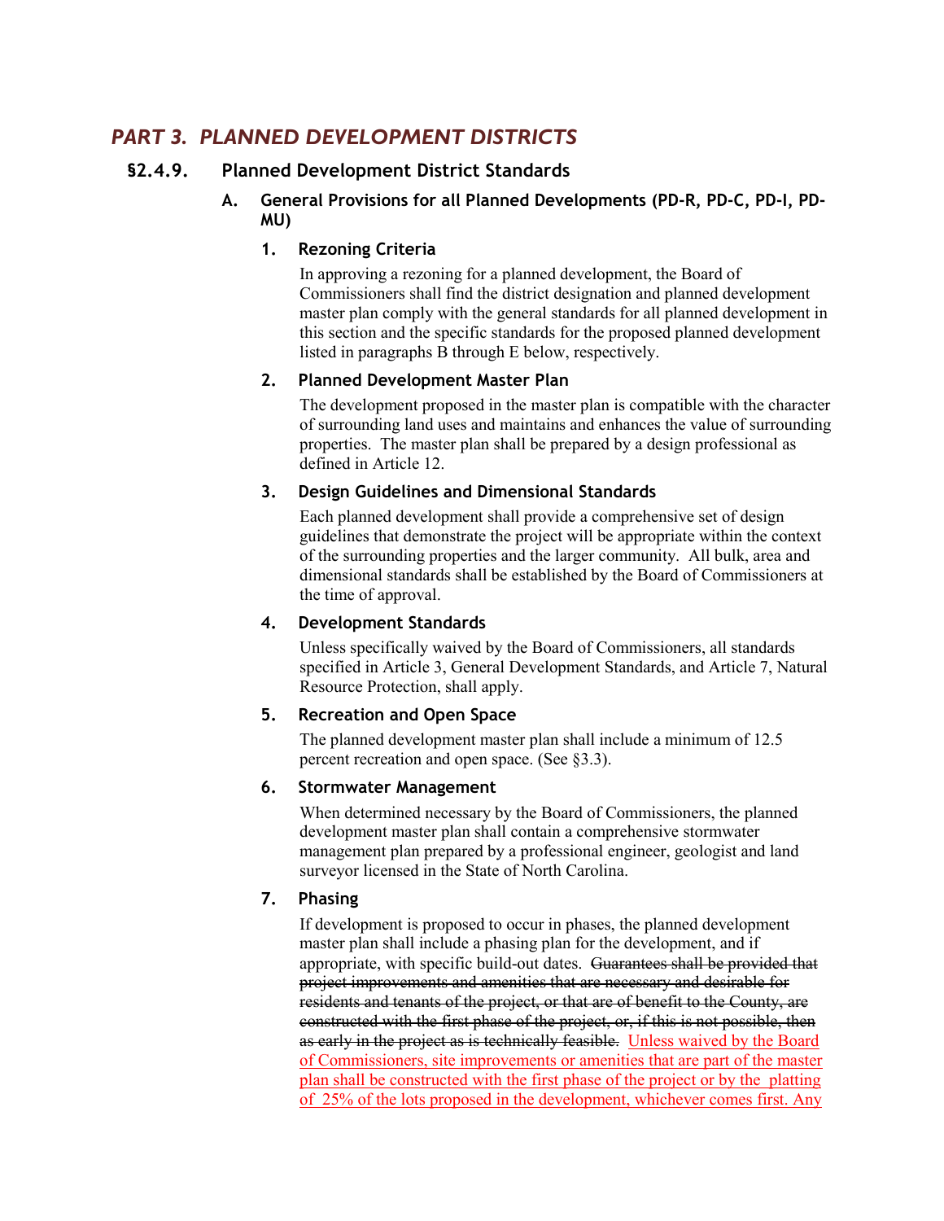## *PART 3. PLANNED DEVELOPMENT DISTRICTS*

### §2.4.9. Planned Development District Standards

#### A. General Provisions for all Planned Developments (PD-R, PD-C, PD-I, PD-MU)

##### 1. Rezoning Criteria

In approving a rezoning for a planned development, the Board of Commissioners shall find the district designation and planned development master plan comply with the general standards for all planned development in this section and the specific standards for the proposed planned development listed in paragraphs B through E below, respectively.

##### 2. Planned Development Master Plan

The development proposed in the master plan is compatible with the character of surrounding land uses and maintains and enhances the value of surrounding properties. The master plan shall be prepared by a design professional as defined in Article 12.

##### 3. Design Guidelines and Dimensional Standards

Each planned development shall provide a comprehensive set of design guidelines that demonstrate the project will be appropriate within the context of the surrounding properties and the larger community. All bulk, area and dimensional standards shall be established by the Board of Commissioners at the time of approval.

##### 4. Development Standards

Unless specifically waived by the Board of Commissioners, all standards specified in Article 3, General Development Standards, and Article 7, Natural Resource Protection, shall apply.

##### 5. Recreation and Open Space

The planned development master plan shall include a minimum of 12.5 percent recreation and open space. (See §3.3).

##### 6. Stormwater Management

When determined necessary by the Board of Commissioners, the planned development master plan shall contain a comprehensive stormwater management plan prepared by a professional engineer, geologist and land surveyor licensed in the State of North Carolina.

##### 7. Phasing

If development is proposed to occur in phases, the planned development master plan shall include a phasing plan for the development, and if appropriate, with specific build-out dates. ~~Guarantees shall be provided that project improvements and amenities that are necessary and desirable for residents and tenants of the project, or that are of benefit to the County, are constructed with the first phase of the project, or, if this is not possible, then as early in the project as is technically feasible.~~ Unless waived by the Board of Commissioners, site improvements or amenities that are part of the master plan shall be constructed with the first phase of the project or by the platting of 25% of the lots proposed in the development, whichever comes first. Any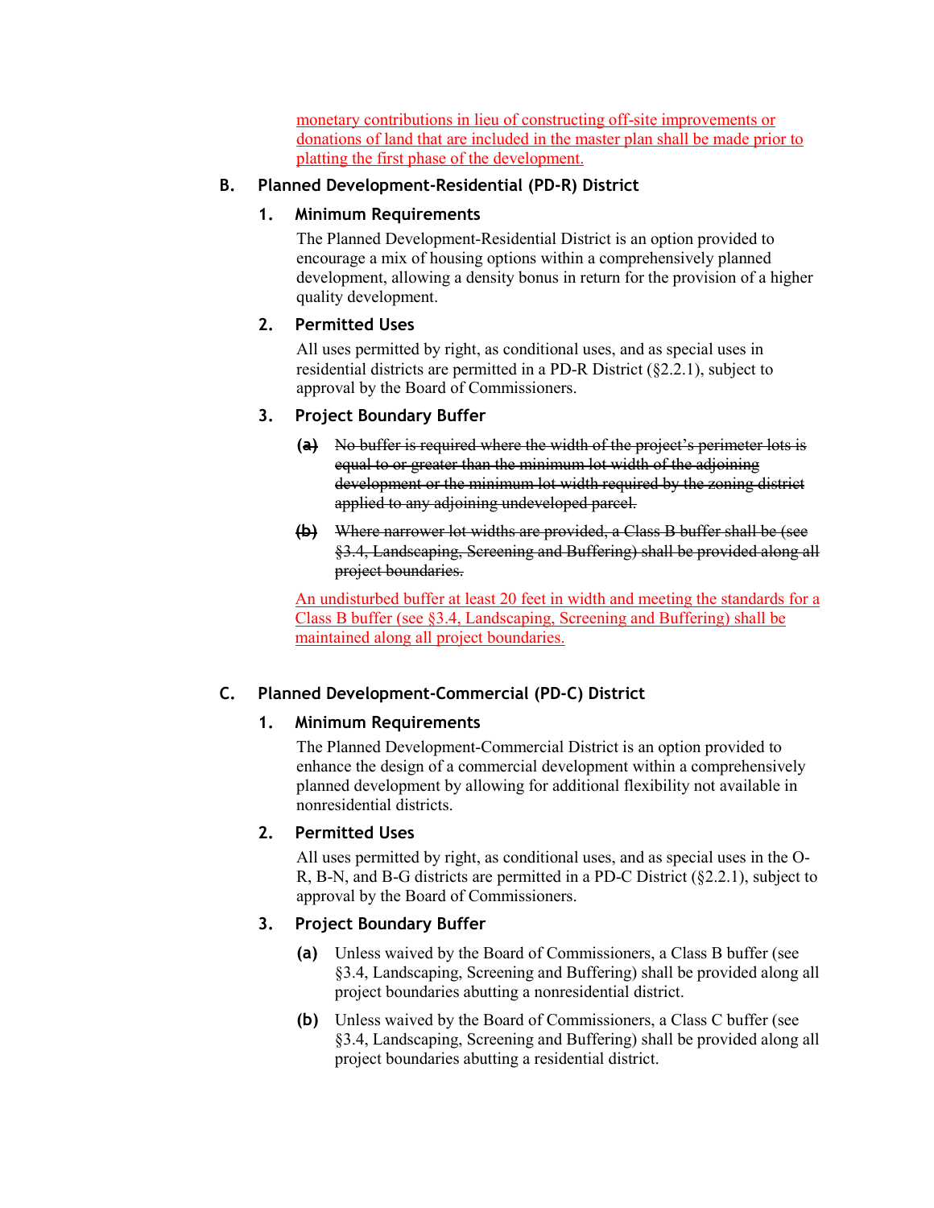monetary contributions in lieu of constructing off-site improvements or donations of land that are included in the master plan shall be made prior to platting the first phase of the development.

## B. Planned Development-Residential (PD-R) District

### 1. Minimum Requirements

The Planned Development-Residential District is an option provided to encourage a mix of housing options within a comprehensively planned development, allowing a density bonus in return for the provision of a higher quality development.

### 2. Permitted Uses

All uses permitted by right, as conditional uses, and as special uses in residential districts are permitted in a PD-R District (§2.2.1), subject to approval by the Board of Commissioners.

### 3. Project Boundary Buffer

~~**(a)** No buffer is required where the width of the project's perimeter lots is equal to or greater than the minimum lot width of the adjoining development or the minimum lot width required by the zoning district applied to any adjoining undeveloped parcel.~~

~~**(b)** Where narrower lot widths are provided, a Class B buffer shall be (see §3.4, Landscaping, Screening and Buffering) shall be provided along all project boundaries.~~

An undisturbed buffer at least 20 feet in width and meeting the standards for a Class B buffer (see §3.4, Landscaping, Screening and Buffering) shall be maintained along all project boundaries.

## C. Planned Development-Commercial (PD-C) District

### 1. Minimum Requirements

The Planned Development-Commercial District is an option provided to enhance the design of a commercial development within a comprehensively planned development by allowing for additional flexibility not available in nonresidential districts.

### 2. Permitted Uses

All uses permitted by right, as conditional uses, and as special uses in the O-R, B-N, and B-G districts are permitted in a PD-C District (§2.2.1), subject to approval by the Board of Commissioners.

### 3. Project Boundary Buffer

**(a)** Unless waived by the Board of Commissioners, a Class B buffer (see §3.4, Landscaping, Screening and Buffering) shall be provided along all project boundaries abutting a nonresidential district.

**(b)** Unless waived by the Board of Commissioners, a Class C buffer (see §3.4, Landscaping, Screening and Buffering) shall be provided along all project boundaries abutting a residential district.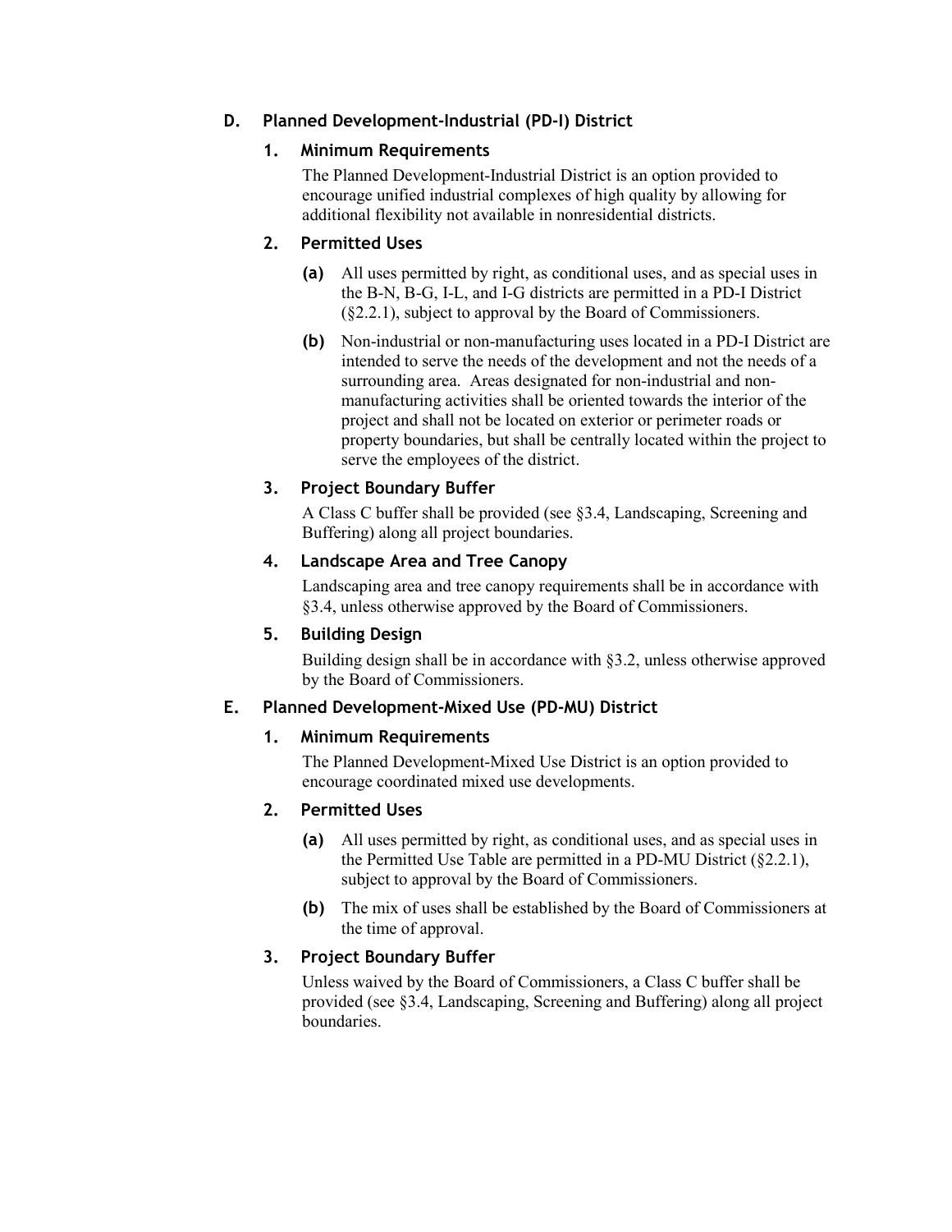### D. Planned Development-Industrial (PD-I) District

#### 1. Minimum Requirements

The Planned Development-Industrial District is an option provided to encourage unified industrial complexes of high quality by allowing for additional flexibility not available in nonresidential districts.

#### 2. Permitted Uses

**(a)** All uses permitted by right, as conditional uses, and as special uses in the B-N, B-G, I-L, and I-G districts are permitted in a PD-I District (§2.2.1), subject to approval by the Board of Commissioners.

**(b)** Non-industrial or non-manufacturing uses located in a PD-I District are intended to serve the needs of the development and not the needs of a surrounding area. Areas designated for non-industrial and non-manufacturing activities shall be oriented towards the interior of the project and shall not be located on exterior or perimeter roads or property boundaries, but shall be centrally located within the project to serve the employees of the district.

#### 3. Project Boundary Buffer

A Class C buffer shall be provided (see §3.4, Landscaping, Screening and Buffering) along all project boundaries.

#### 4. Landscape Area and Tree Canopy

Landscaping area and tree canopy requirements shall be in accordance with §3.4, unless otherwise approved by the Board of Commissioners.

#### 5. Building Design

Building design shall be in accordance with §3.2, unless otherwise approved by the Board of Commissioners.

### E. Planned Development-Mixed Use (PD-MU) District

#### 1. Minimum Requirements

The Planned Development-Mixed Use District is an option provided to encourage coordinated mixed use developments.

#### 2. Permitted Uses

**(a)** All uses permitted by right, as conditional uses, and as special uses in the Permitted Use Table are permitted in a PD-MU District (§2.2.1), subject to approval by the Board of Commissioners.

**(b)** The mix of uses shall be established by the Board of Commissioners at the time of approval.

#### 3. Project Boundary Buffer

Unless waived by the Board of Commissioners, a Class C buffer shall be provided (see §3.4, Landscaping, Screening and Buffering) along all project boundaries.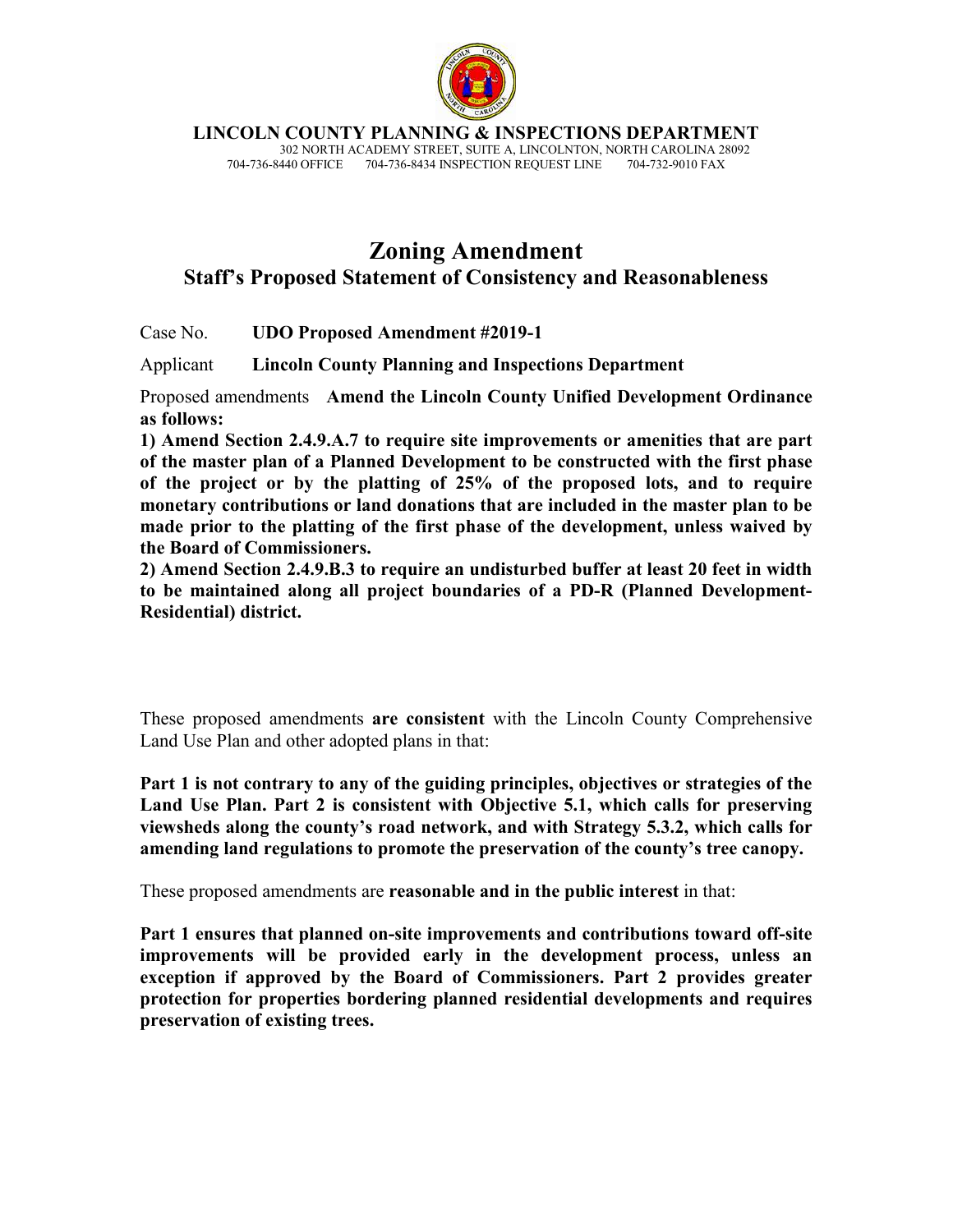**LINCOLN COUNTY PLANNING & INSPECTIONS DEPARTMENT**
302 NORTH ACADEMY STREET, SUITE A, LINCOLNTON, NORTH CAROLINA 28092
704-736-8440 OFFICE    704-736-8434 INSPECTION REQUEST LINE    704-732-9010 FAX

# Zoning Amendment

## Staff's Proposed Statement of Consistency and Reasonableness

Case No. **UDO Proposed Amendment #2019-1**

Applicant **Lincoln County Planning and Inspections Department**

Proposed amendments **Amend the Lincoln County Unified Development Ordinance as follows:**

**1) Amend Section 2.4.9.A.7 to require site improvements or amenities that are part of the master plan of a Planned Development to be constructed with the first phase of the project or by the platting of 25% of the proposed lots, and to require monetary contributions or land donations that are included in the master plan to be made prior to the platting of the first phase of the development, unless waived by the Board of Commissioners.**

**2) Amend Section 2.4.9.B.3 to require an undisturbed buffer at least 20 feet in width to be maintained along all project boundaries of a PD-R (Planned Development-Residential) district.**

These proposed amendments **are consistent** with the Lincoln County Comprehensive Land Use Plan and other adopted plans in that:

**Part 1 is not contrary to any of the guiding principles, objectives or strategies of the Land Use Plan. Part 2 is consistent with Objective 5.1, which calls for preserving viewsheds along the county's road network, and with Strategy 5.3.2, which calls for amending land regulations to promote the preservation of the county's tree canopy.**

These proposed amendments are **reasonable and in the public interest** in that:

**Part 1 ensures that planned on-site improvements and contributions toward off-site improvements will be provided early in the development process, unless an exception if approved by the Board of Commissioners. Part 2 provides greater protection for properties bordering planned residential developments and requires preservation of existing trees.**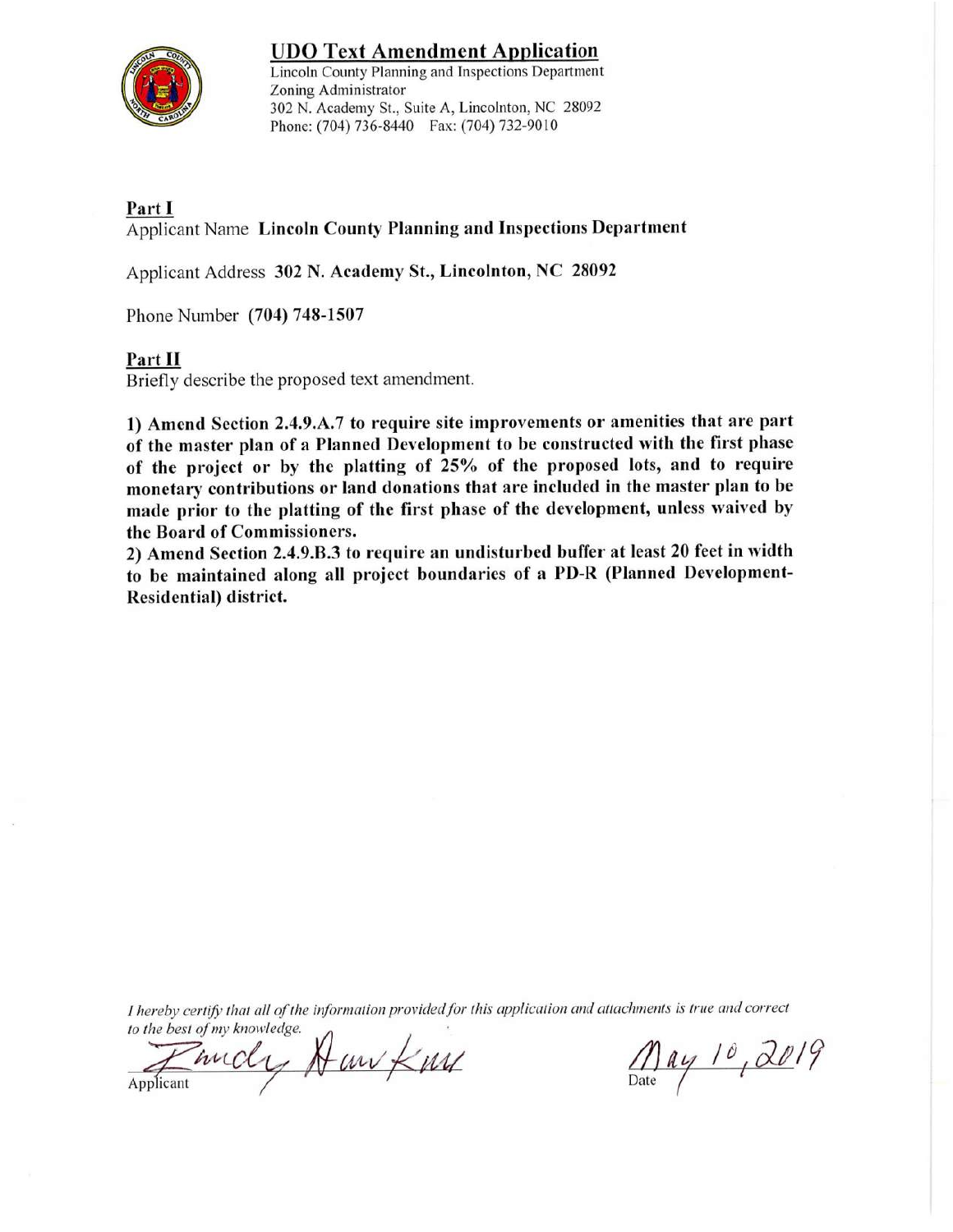# UDO Text Amendment Application

Lincoln County Planning and Inspections Department
Zoning Administrator
302 N. Academy St., Suite A, Lincolnton, NC 28092
Phone: (704) 736-8440 Fax: (704) 732-9010

## Part I

Applicant Name **Lincoln County Planning and Inspections Department**

Applicant Address **302 N. Academy St., Lincolnton, NC 28092**

Phone Number **(704) 748-1507**

## Part II

Briefly describe the proposed text amendment.

**1) Amend Section 2.4.9.A.7 to require site improvements or amenities that are part of the master plan of a Planned Development to be constructed with the first phase of the project or by the platting of 25% of the proposed lots, and to require monetary contributions or land donations that are included in the master plan to be made prior to the platting of the first phase of the development, unless waived by the Board of Commissioners.**

**2) Amend Section 2.4.9.B.3 to require an undisturbed buffer at least 20 feet in width to be maintained along all project boundaries of a PD-R (Planned Development-Residential) district.**

*I hereby certify that all of the information provided for this application and attachments is true and correct to the best of my knowledge.*

Randy Hawkins
Applicant

May 10, 2019
Date